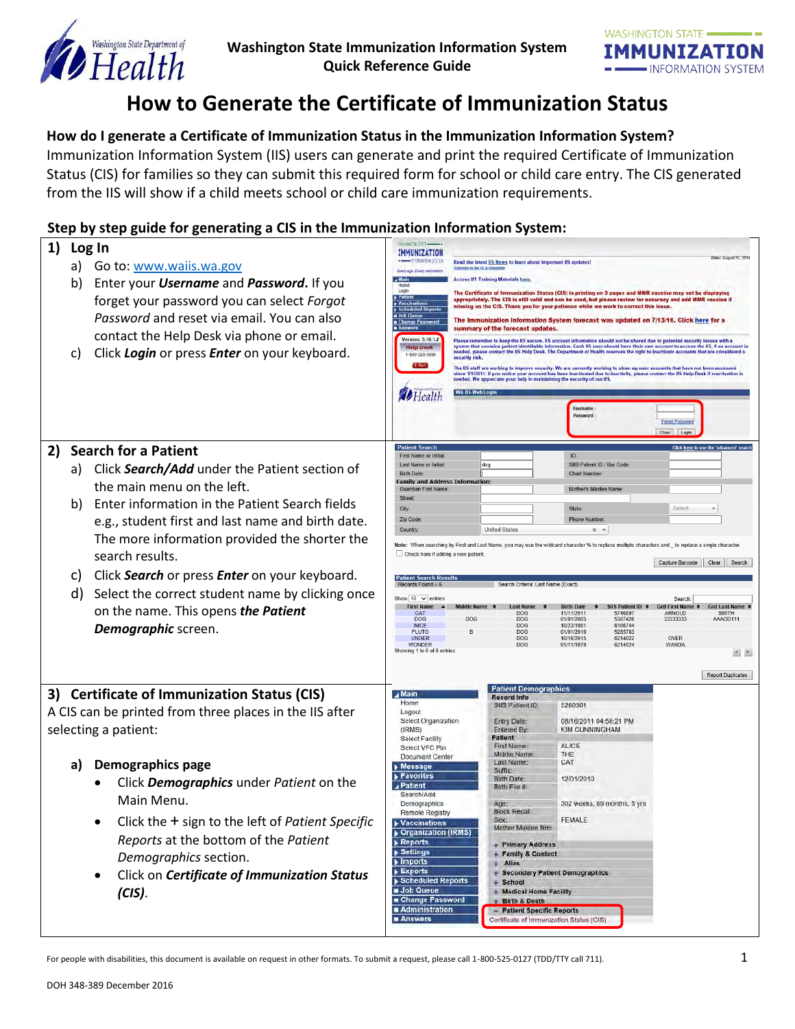Washington State Immunization Information System
Quick Reference Guide

# How to Generate the Certificate of Immunization Status

## How do I generate a Certificate of Immunization Status in the Immunization Information System?

Immunization Information System (IIS) users can generate and print the required Certificate of Immunization Status (CIS) for families so they can submit this required form for school or child care entry. The CIS generated from the IIS will show if a child meets school or child care immunization requirements.

## Step by step guide for generating a CIS in the Immunization Information System:

### 1) Log In

a) Go to: [www.waiis.wa.gov](http://www.waiis.wa.gov)
b) Enter your ***Username*** and ***Password.*** If you forget your password you can select *Forgot Password* and reset via email. You can also contact the Help Desk via phone or email.
c) Click ***Login*** or press ***Enter*** on your keyboard.

### 2) Search for a Patient

a) Click ***Search/Add*** under the Patient section of the main menu on the left.
b) Enter information in the Patient Search fields e.g., student first and last name and birth date. The more information provided the shorter the search results.
c) Click ***Search*** or press ***Enter*** on your keyboard.
d) Select the correct student name by clicking once on the name. This opens ***the Patient Demographic*** screen.

### 3) Certificate of Immunization Status (CIS)

A CIS can be printed from three places in the IIS after selecting a patient:

**a) Demographics page**

- Click ***Demographics*** under *Patient* on the Main Menu.
- Click the + sign to the left of *Patient Specific Reports* at the bottom of the *Patient Demographics* section.
- Click on ***Certificate of Immunization Status (CIS)***.

For people with disabilities, this document is available on request in other formats. To submit a request, please call 1-800-525-0127 (TDD/TTY call 711).

DOH 348-389 December 2016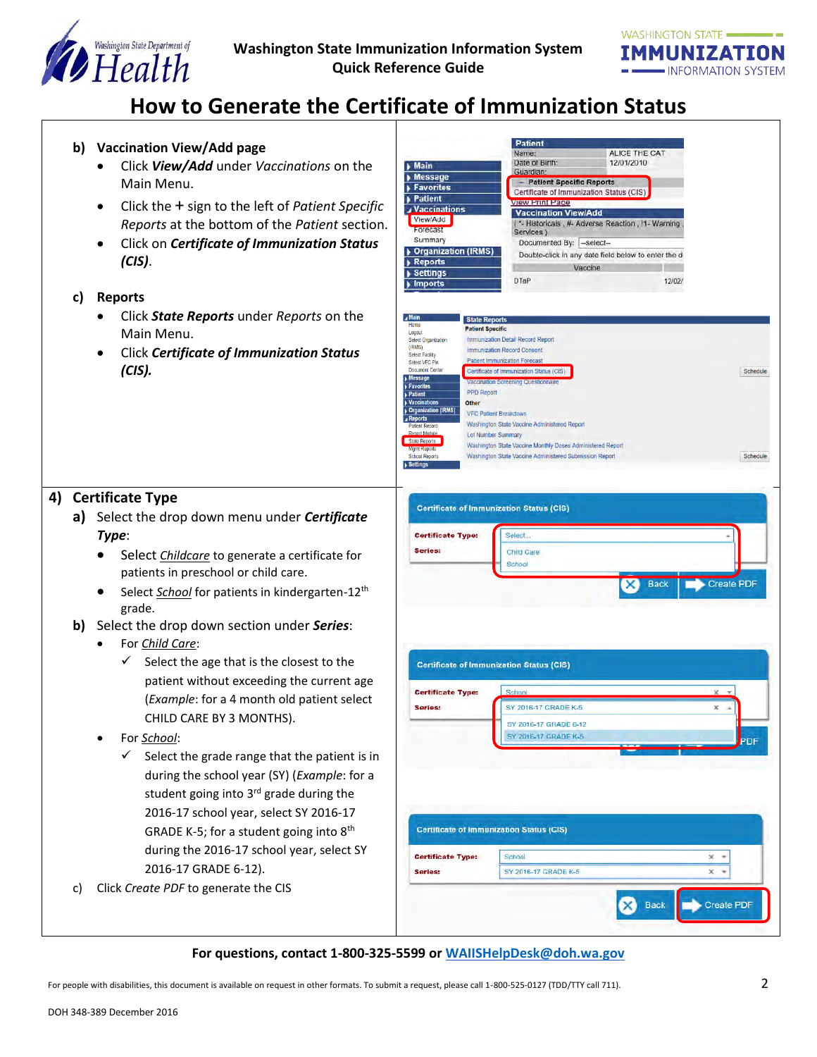Washington State Immunization Information System
Quick Reference Guide

# How to Generate the Certificate of Immunization Status

**b) Vaccination View/Add page**

- Click ***View/Add*** under *Vaccinations* on the Main Menu.
- Click the **+** sign to the left of *Patient Specific Reports* at the bottom of the *Patient* section.
- Click on ***Certificate of Immunization Status (CIS)***.

**c) Reports**

- Click ***State Reports*** under *Reports* on the Main Menu.
- Click ***Certificate of Immunization Status (CIS).***

## 4) Certificate Type

**a)** Select the drop down menu under ***Certificate Type***:

- Select *Childcare* to generate a certificate for patients in preschool or child care.
- Select *School* for patients in kindergarten-12th grade.

**b)** Select the drop down section under ***Series***:

- For *Child Care*:
  - ✓ Select the age that is the closest to the patient without exceeding the current age (*Example*: for a 4 month old patient select CHILD CARE BY 3 MONTHS).
- For *School*:
  - ✓ Select the grade range that the patient is in during the school year (SY) (*Example*: for a student going into 3rd grade during the 2016-17 school year, select SY 2016-17 GRADE K-5; for a student going into 8th during the 2016-17 school year, select SY 2016-17 GRADE 6-12).

c) Click *Create PDF* to generate the CIS

**For questions, contact 1-800-325-5599 or WAIISHelpDesk@doh.wa.gov**

For people with disabilities, this document is available on request in other formats. To submit a request, please call 1-800-525-0127 (TDD/TTY call 711).

DOH 348-389 December 2016